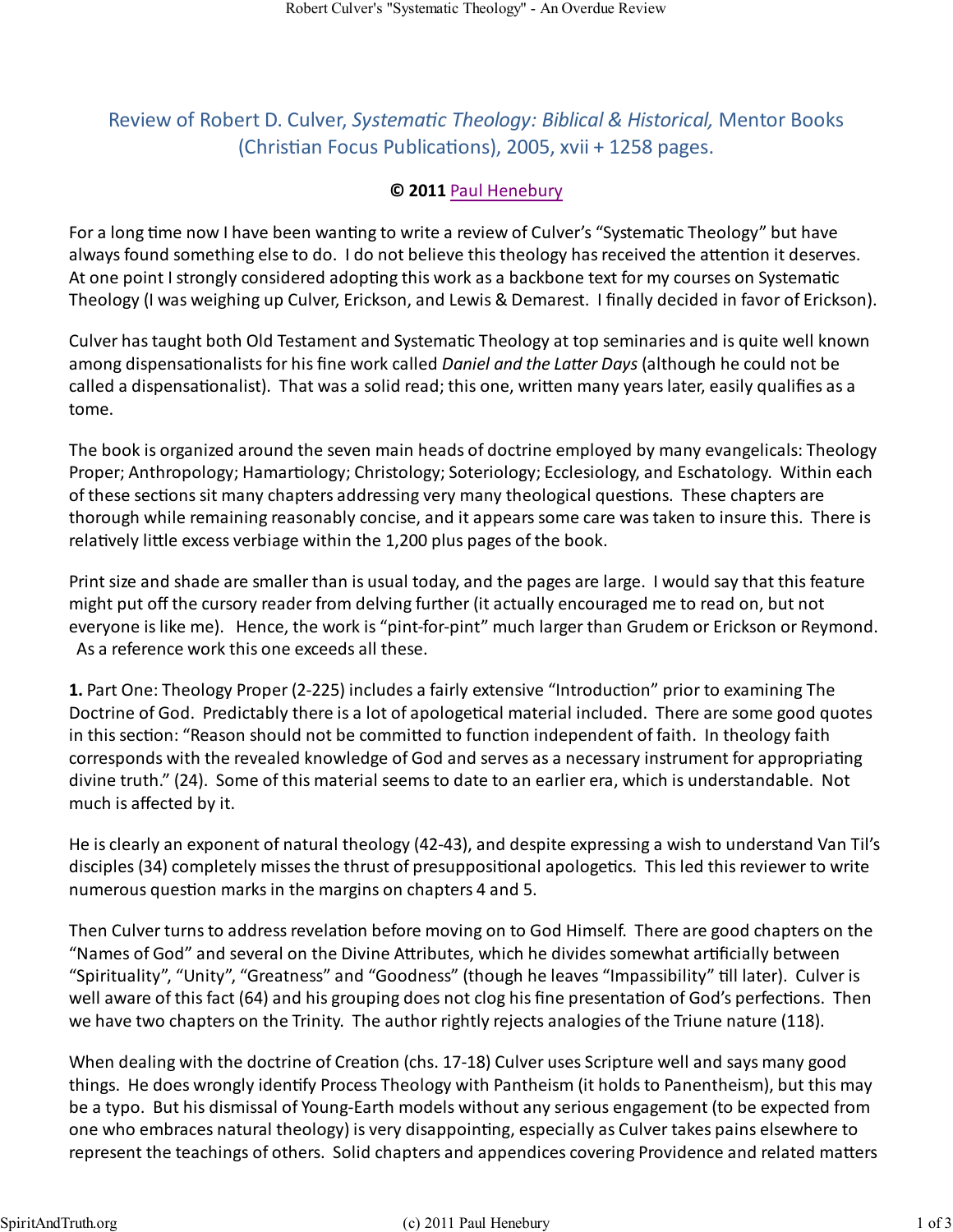# Review of Robert D. Culver, *Systematic Theology: Biblical & Historical,* Mentor Books (Christian Focus Publications), 2005, xvii + 1258 pages.

**© 2011** Paul Henebury

For a long time now I have been wanting to write a review of Culver's "Systematic Theology" but have always found something else to do. I do not believe this theology has received the attention it deserves. At one point I strongly considered adopting this work as a backbone text for my courses on Systematic Theology (I was weighing up Culver, Erickson, and Lewis & Demarest. I finally decided in favor of Erickson).

Culver has taught both Old Testament and Systematic Theology at top seminaries and is quite well known among dispensationalists for his fine work called *Daniel and the Latter Days* (although he could not be called a dispensationalist). That was a solid read; this one, written many years later, easily qualifies as a tome.

The book is organized around the seven main heads of doctrine employed by many evangelicals: Theology Proper; Anthropology; Hamartiology; Christology; Soteriology; Ecclesiology, and Eschatology. Within each of these sections sit many chapters addressing very many theological questions. These chapters are thorough while remaining reasonably concise, and it appears some care was taken to insure this. There is relatively little excess verbiage within the 1,200 plus pages of the book.

Print size and shade are smaller than is usual today, and the pages are large. I would say that this feature might put off the cursory reader from delving further (it actually encouraged me to read on, but not everyone is like me). Hence, the work is "pint-for-pint" much larger than Grudem or Erickson or Reymond. As a reference work this one exceeds all these.

**1.** Part One: Theology Proper (2-225) includes a fairly extensive "Introduction" prior to examining The Doctrine of God. Predictably there is a lot of apologetical material included. There are some good quotes in this section: "Reason should not be committed to function independent of faith. In theology faith corresponds with the revealed knowledge of God and serves as a necessary instrument for appropriating divine truth." (24). Some of this material seems to date to an earlier era, which is understandable. Not much is affected by it.

He is clearly an exponent of natural theology (42-43), and despite expressing a wish to understand Van Til's disciples (34) completely misses the thrust of presuppositional apologetics. This led this reviewer to write numerous question marks in the margins on chapters 4 and 5.

Then Culver turns to address revelation before moving on to God Himself. There are good chapters on the "Names of God" and several on the Divine Attributes, which he divides somewhat artificially between "Spirituality", "Unity", "Greatness" and "Goodness" (though he leaves "Impassibility" till later). Culver is well aware of this fact (64) and his grouping does not clog his fine presentation of God's perfections. Then we have two chapters on the Trinity. The author rightly rejects analogies of the Triune nature (118).

When dealing with the doctrine of Creation (chs. 17-18) Culver uses Scripture well and says many good things. He does wrongly identify Process Theology with Pantheism (it holds to Panentheism), but this may be a typo. But his dismissal of Young-Earth models without any serious engagement (to be expected from one who embraces natural theology) is very disappointing, especially as Culver takes pains elsewhere to represent the teachings of others. Solid chapters and appendices covering Providence and related matters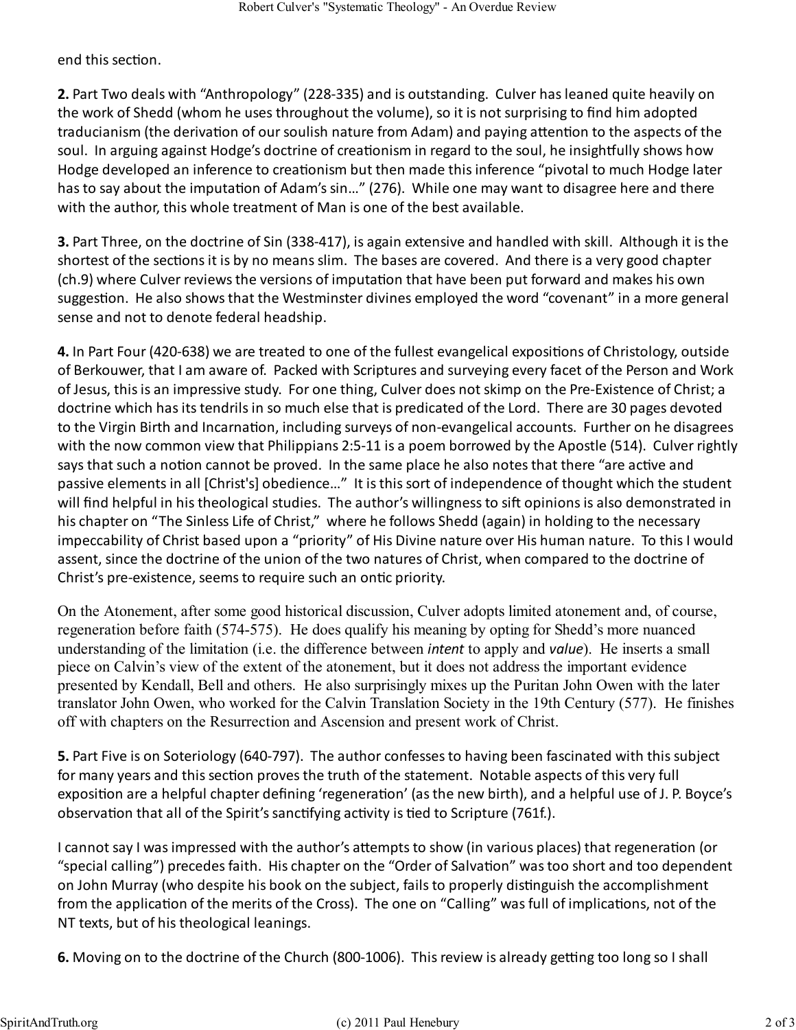end this section.

**2.** Part Two deals with "Anthropology" (228-335) and is outstanding. Culver has leaned quite heavily on the work of Shedd (whom he uses throughout the volume), so it is not surprising to find him adopted traducianism (the derivation of our soulish nature from Adam) and paying attention to the aspects of the soul. In arguing against Hodge's doctrine of creationism in regard to the soul, he insightfully shows how Hodge developed an inference to creationism but then made this inference "pivotal to much Hodge later has to say about the imputation of Adam's sin…" (276). While one may want to disagree here and there with the author, this whole treatment of Man is one of the best available.

**3.** Part Three, on the doctrine of Sin (338-417), is again extensive and handled with skill. Although it is the shortest of the sections it is by no means slim. The bases are covered. And there is a very good chapter (ch.9) where Culver reviews the versions of imputation that have been put forward and makes his own suggestion. He also shows that the Westminster divines employed the word "covenant" in a more general sense and not to denote federal headship.

**4.** In Part Four (420-638) we are treated to one of the fullest evangelical expositions of Christology, outside of Berkouwer, that I am aware of. Packed with Scriptures and surveying every facet of the Person and Work of Jesus, this is an impressive study. For one thing, Culver does not skimp on the Pre-Existence of Christ; a doctrine which has its tendrils in so much else that is predicated of the Lord. There are 30 pages devoted to the Virgin Birth and Incarnation, including surveys of non-evangelical accounts. Further on he disagrees with the now common view that Philippians 2:5-11 is a poem borrowed by the Apostle (514). Culver rightly says that such a notion cannot be proved. In the same place he also notes that there "are active and passive elements in all [Christ's] obedience…" It is this sort of independence of thought which the student will find helpful in his theological studies. The author's willingness to sift opinions is also demonstrated in his chapter on "The Sinless Life of Christ," where he follows Shedd (again) in holding to the necessary impeccability of Christ based upon a "priority" of His Divine nature over His human nature. To this I would assent, since the doctrine of the union of the two natures of Christ, when compared to the doctrine of Christ's pre-existence, seems to require such an ontic priority.

On the Atonement, after some good historical discussion, Culver adopts limited atonement and, of course, regeneration before faith (574-575). He does qualify his meaning by opting for Shedd's more nuanced understanding of the limitation (i.e. the difference between *intent* to apply and *value*). He inserts a small piece on Calvin's view of the extent of the atonement, but it does not address the important evidence presented by Kendall, Bell and others. He also surprisingly mixes up the Puritan John Owen with the later translator John Owen, who worked for the Calvin Translation Society in the 19th Century (577). He finishes off with chapters on the Resurrection and Ascension and present work of Christ.

**5.** Part Five is on Soteriology (640-797). The author confesses to having been fascinated with this subject for many years and this section proves the truth of the statement. Notable aspects of this very full exposition are a helpful chapter defining 'regeneration' (as the new birth), and a helpful use of J. P. Boyce's observation that all of the Spirit's sanctifying activity is tied to Scripture (761f.).

I cannot say I was impressed with the author's attempts to show (in various places) that regeneration (or "special calling") precedes faith. His chapter on the "Order of Salvation" was too short and too dependent on John Murray (who despite his book on the subject, fails to properly distinguish the accomplishment from the application of the merits of the Cross). The one on "Calling" was full of implications, not of the NT texts, but of his theological leanings.

**6.** Moving on to the doctrine of the Church (800-1006). This review is already getting too long so I shall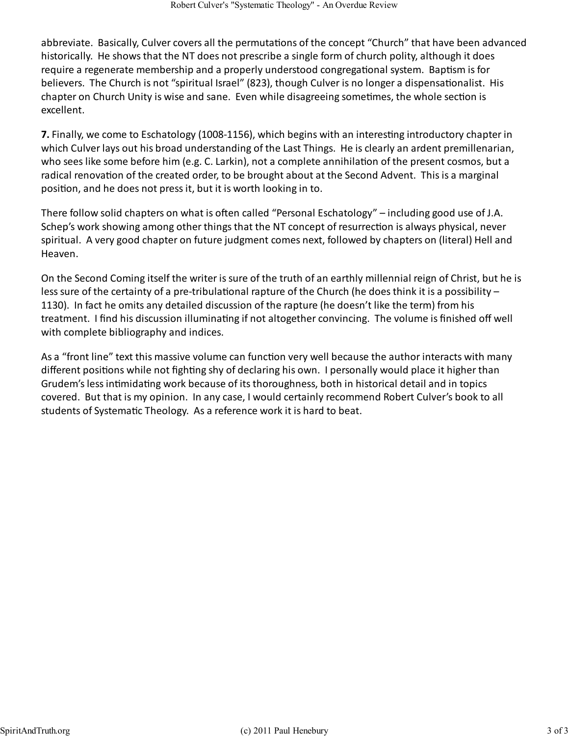abbreviate. Basically, Culver covers all the permutations of the concept "Church" that have been advanced historically. He shows that the NT does not prescribe a single form of church polity, although it does require a regenerate membership and a properly understood congregational system. Baptism is for believers. The Church is not "spiritual Israel" (823), though Culver is no longer a dispensationalist. His chapter on Church Unity is wise and sane. Even while disagreeing sometimes, the whole section is excellent.

**7.** Finally, we come to Eschatology (1008-1156), which begins with an interesting introductory chapter in which Culver lays out his broad understanding of the Last Things. He is clearly an ardent premillenarian, who sees like some before him (e.g. C. Larkin), not a complete annihilation of the present cosmos, but a radical renovation of the created order, to be brought about at the Second Advent. This is a marginal position, and he does not press it, but it is worth looking in to.

There follow solid chapters on what is often called "Personal Eschatology" – including good use of J.A. Schep's work showing among other things that the NT concept of resurrection is always physical, never spiritual. A very good chapter on future judgment comes next, followed by chapters on (literal) Hell and Heaven.

On the Second Coming itself the writer is sure of the truth of an earthly millennial reign of Christ, but he is less sure of the certainty of a pre-tribulational rapture of the Church (he does think it is a possibility – 1130). In fact he omits any detailed discussion of the rapture (he doesn't like the term) from his treatment. I find his discussion illuminating if not altogether convincing. The volume is finished off well with complete bibliography and indices.

As a "front line" text this massive volume can function very well because the author interacts with many different positions while not fighting shy of declaring his own. I personally would place it higher than Grudem's less intimidating work because of its thoroughness, both in historical detail and in topics covered. But that is my opinion. In any case, I would certainly recommend Robert Culver's book to all students of Systematic Theology. As a reference work it is hard to beat.